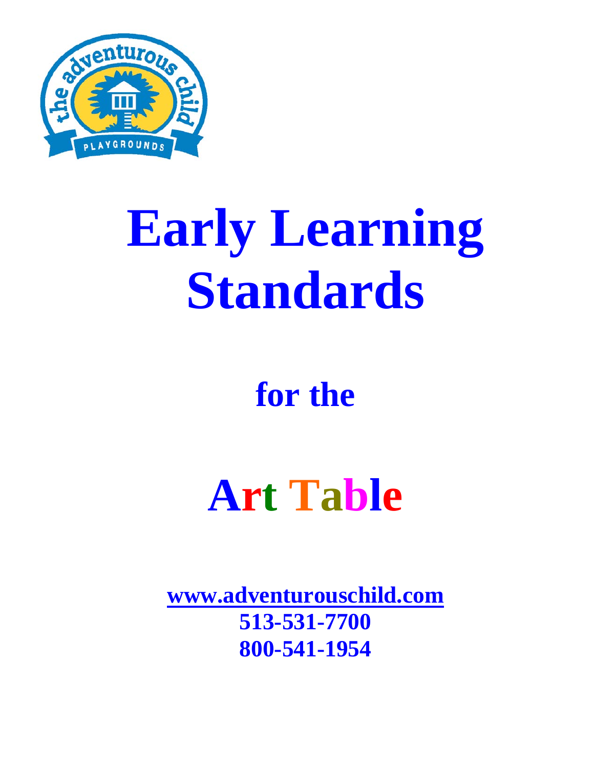# Early Learning Standards

## for the

# Art Table

**www.adventurouschild.com**
**513-531-7700**
**800-541-1954**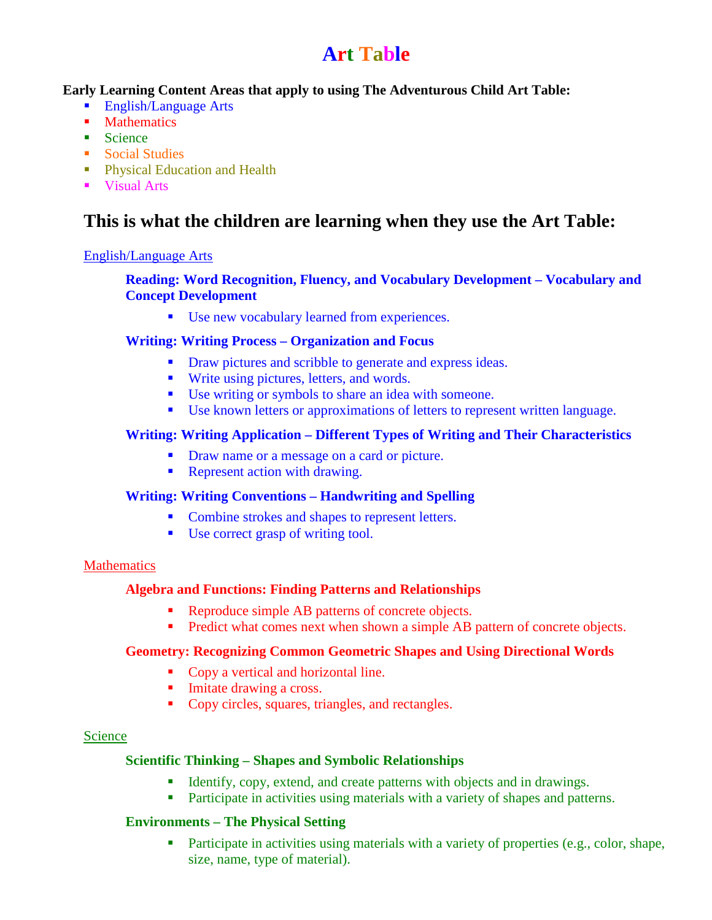# Art Table

**Early Learning Content Areas that apply to using The Adventurous Child Art Table:**

- English/Language Arts
- Mathematics
- Science
- Social Studies
- Physical Education and Health
- Visual Arts

## This is what the children are learning when they use the Art Table:

English/Language Arts

**Reading: Word Recognition, Fluency, and Vocabulary Development – Vocabulary and Concept Development**

- Use new vocabulary learned from experiences.

**Writing: Writing Process – Organization and Focus**

- Draw pictures and scribble to generate and express ideas.
- Write using pictures, letters, and words.
- Use writing or symbols to share an idea with someone.
- Use known letters or approximations of letters to represent written language.

**Writing: Writing Application – Different Types of Writing and Their Characteristics**

- Draw name or a message on a card or picture.
- Represent action with drawing.

**Writing: Writing Conventions – Handwriting and Spelling**

- Combine strokes and shapes to represent letters.
- Use correct grasp of writing tool.

Mathematics

**Algebra and Functions: Finding Patterns and Relationships**

- Reproduce simple AB patterns of concrete objects.
- Predict what comes next when shown a simple AB pattern of concrete objects.

**Geometry: Recognizing Common Geometric Shapes and Using Directional Words**

- Copy a vertical and horizontal line.
- Imitate drawing a cross.
- Copy circles, squares, triangles, and rectangles.

Science

**Scientific Thinking – Shapes and Symbolic Relationships**

- Identify, copy, extend, and create patterns with objects and in drawings.
- Participate in activities using materials with a variety of shapes and patterns.

**Environments – The Physical Setting**

- Participate in activities using materials with a variety of properties (e.g., color, shape, size, name, type of material).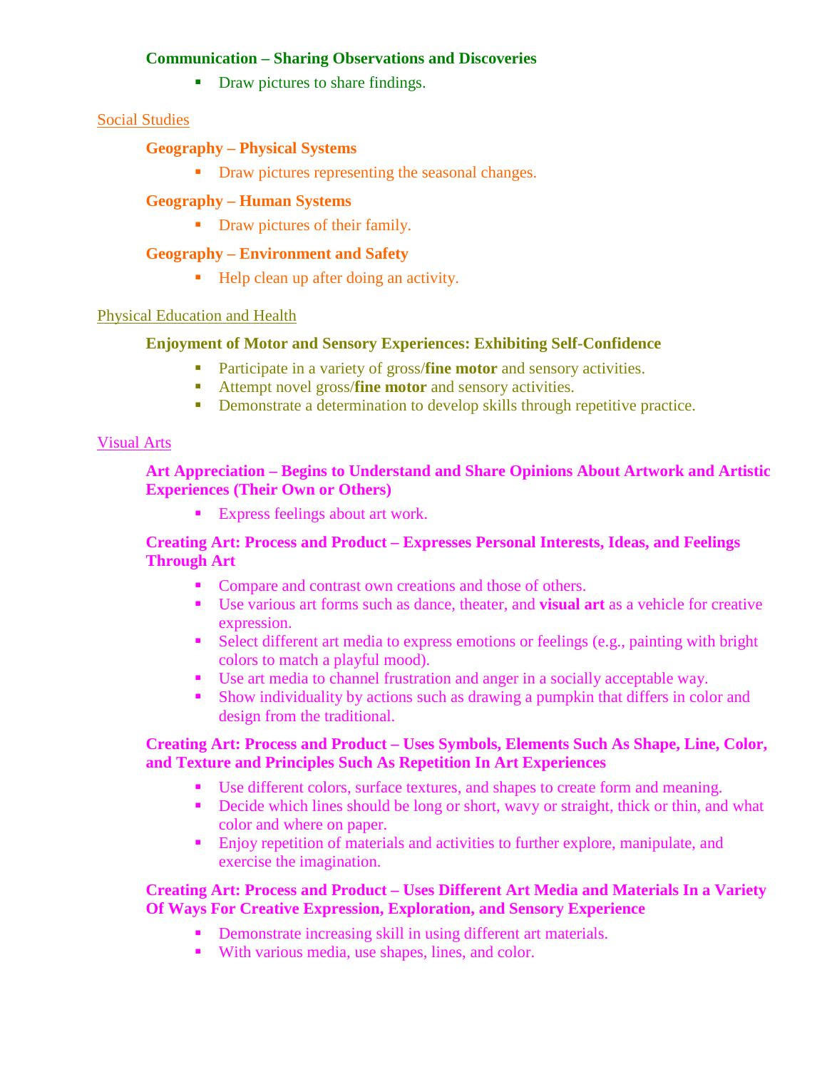**Communication – Sharing Observations and Discoveries**

- Draw pictures to share findings.

## Social Studies

**Geography – Physical Systems**

- Draw pictures representing the seasonal changes.

**Geography – Human Systems**

- Draw pictures of their family.

**Geography – Environment and Safety**

- Help clean up after doing an activity.

## Physical Education and Health

**Enjoyment of Motor and Sensory Experiences: Exhibiting Self-Confidence**

- Participate in a variety of gross/**fine motor** and sensory activities.
- Attempt novel gross/**fine motor** and sensory activities.
- Demonstrate a determination to develop skills through repetitive practice.

## Visual Arts

**Art Appreciation – Begins to Understand and Share Opinions About Artwork and Artistic Experiences (Their Own or Others)**

- Express feelings about art work.

**Creating Art: Process and Product – Expresses Personal Interests, Ideas, and Feelings Through Art**

- Compare and contrast own creations and those of others.
- Use various art forms such as dance, theater, and **visual art** as a vehicle for creative expression.
- Select different art media to express emotions or feelings (e.g., painting with bright colors to match a playful mood).
- Use art media to channel frustration and anger in a socially acceptable way.
- Show individuality by actions such as drawing a pumpkin that differs in color and design from the traditional.

**Creating Art: Process and Product – Uses Symbols, Elements Such As Shape, Line, Color, and Texture and Principles Such As Repetition In Art Experiences**

- Use different colors, surface textures, and shapes to create form and meaning.
- Decide which lines should be long or short, wavy or straight, thick or thin, and what color and where on paper.
- Enjoy repetition of materials and activities to further explore, manipulate, and exercise the imagination.

**Creating Art: Process and Product – Uses Different Art Media and Materials In a Variety Of Ways For Creative Expression, Exploration, and Sensory Experience**

- Demonstrate increasing skill in using different art materials.
- With various media, use shapes, lines, and color.